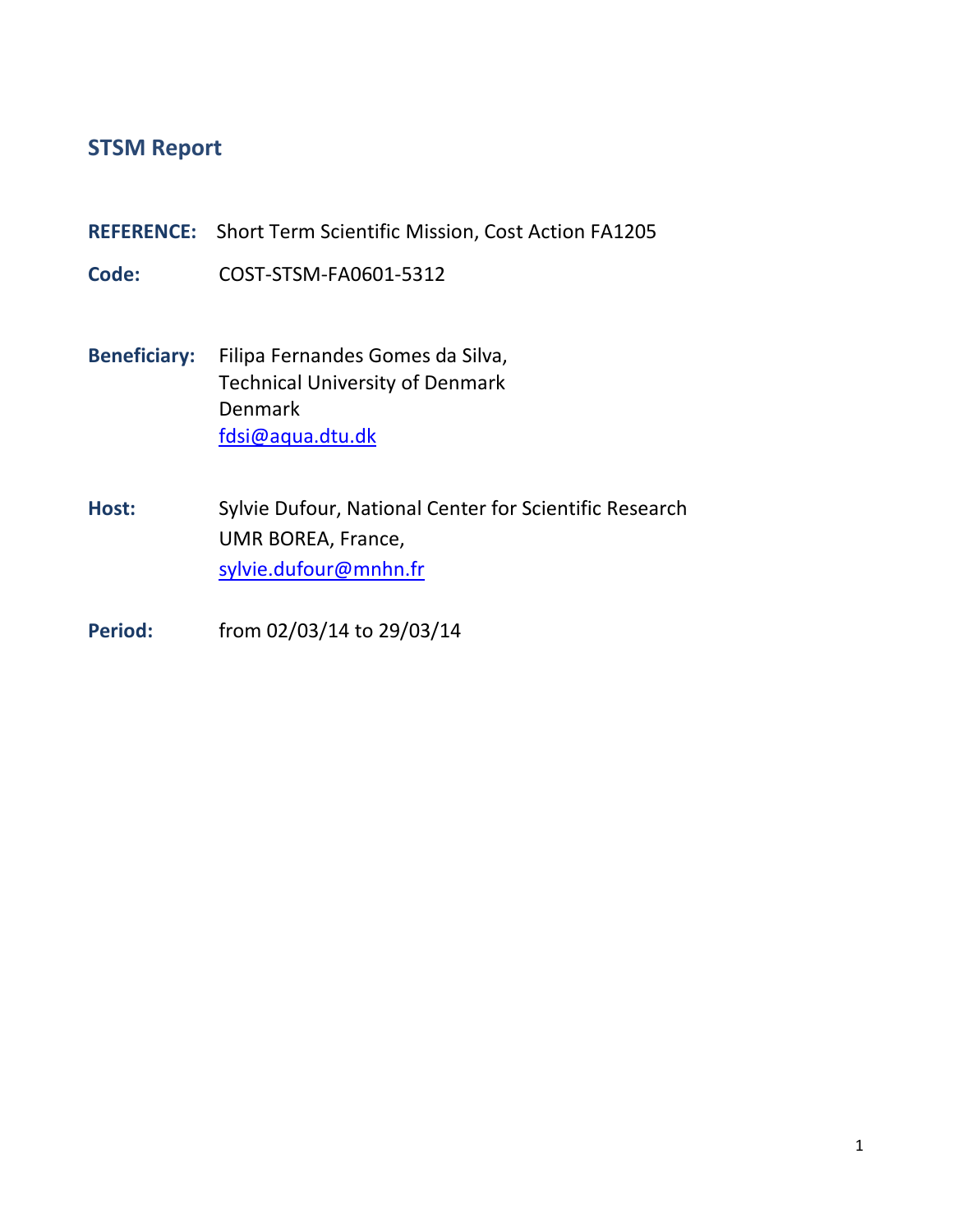## STSM Report

**REFERENCE:** Short Term Scientific Mission, Cost Action FA1205

**Code:** COST-STSM-FA0601-5312

**Beneficiary:** Filipa Fernandes Gomes da Silva,
Technical University of Denmark
Denmark
fdsi@aqua.dtu.dk

**Host:** Sylvie Dufour, National Center for Scientific Research
UMR BOREA, France,
sylvie.dufour@mnhn.fr

**Period:** from 02/03/14 to 29/03/14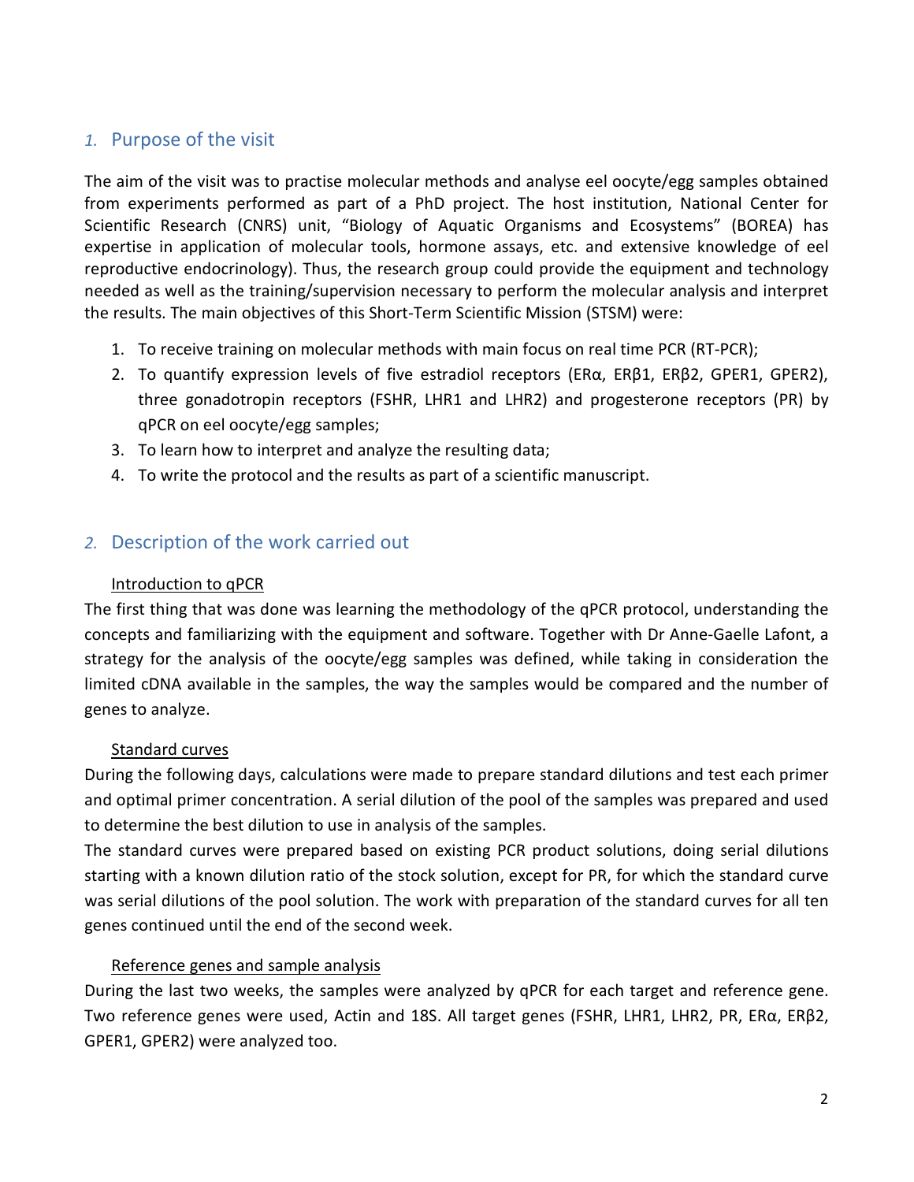## 1. Purpose of the visit

The aim of the visit was to practise molecular methods and analyse eel oocyte/egg samples obtained from experiments performed as part of a PhD project. The host institution, National Center for Scientific Research (CNRS) unit, "Biology of Aquatic Organisms and Ecosystems" (BOREA) has expertise in application of molecular tools, hormone assays, etc. and extensive knowledge of eel reproductive endocrinology). Thus, the research group could provide the equipment and technology needed as well as the training/supervision necessary to perform the molecular analysis and interpret the results. The main objectives of this Short-Term Scientific Mission (STSM) were:

1. To receive training on molecular methods with main focus on real time PCR (RT-PCR);
2. To quantify expression levels of five estradiol receptors (ERα, ERβ1, ERβ2, GPER1, GPER2), three gonadotropin receptors (FSHR, LHR1 and LHR2) and progesterone receptors (PR) by qPCR on eel oocyte/egg samples;
3. To learn how to interpret and analyze the resulting data;
4. To write the protocol and the results as part of a scientific manuscript.

## 2. Description of the work carried out

<u>Introduction to qPCR</u>

The first thing that was done was learning the methodology of the qPCR protocol, understanding the concepts and familiarizing with the equipment and software. Together with Dr Anne-Gaelle Lafont, a strategy for the analysis of the oocyte/egg samples was defined, while taking in consideration the limited cDNA available in the samples, the way the samples would be compared and the number of genes to analyze.

<u>Standard curves</u>

During the following days, calculations were made to prepare standard dilutions and test each primer and optimal primer concentration. A serial dilution of the pool of the samples was prepared and used to determine the best dilution to use in analysis of the samples.

The standard curves were prepared based on existing PCR product solutions, doing serial dilutions starting with a known dilution ratio of the stock solution, except for PR, for which the standard curve was serial dilutions of the pool solution. The work with preparation of the standard curves for all ten genes continued until the end of the second week.

<u>Reference genes and sample analysis</u>

During the last two weeks, the samples were analyzed by qPCR for each target and reference gene. Two reference genes were used, Actin and 18S. All target genes (FSHR, LHR1, LHR2, PR, ERα, ERβ2, GPER1, GPER2) were analyzed too.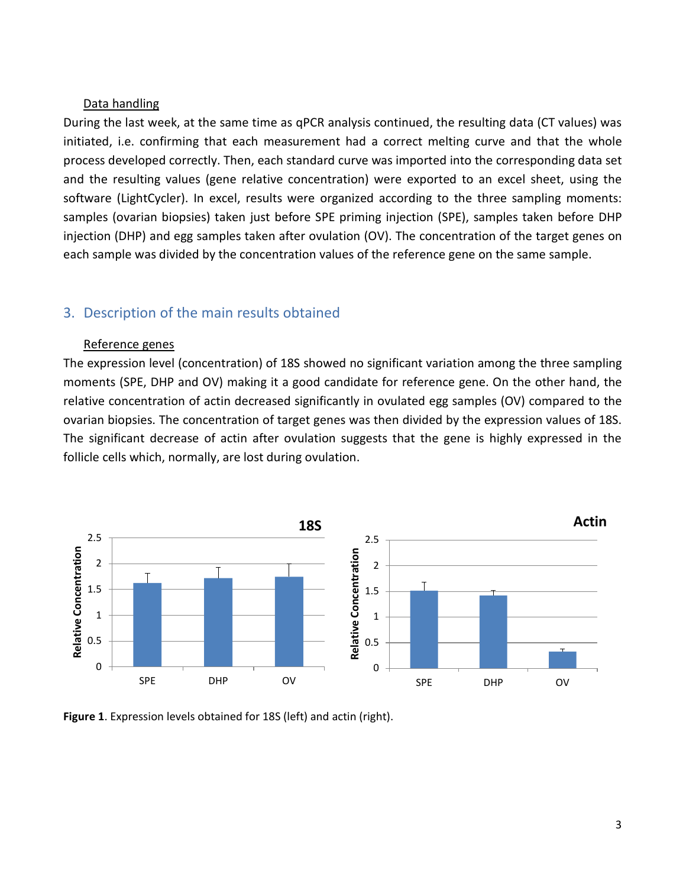Data handling

During the last week, at the same time as qPCR analysis continued, the resulting data (CT values) was initiated, i.e. confirming that each measurement had a correct melting curve and that the whole process developed correctly. Then, each standard curve was imported into the corresponding data set and the resulting values (gene relative concentration) were exported to an excel sheet, using the software (LightCycler). In excel, results were organized according to the three sampling moments: samples (ovarian biopsies) taken just before SPE priming injection (SPE), samples taken before DHP injection (DHP) and egg samples taken after ovulation (OV). The concentration of the target genes on each sample was divided by the concentration values of the reference gene on the same sample.

## 3. Description of the main results obtained

Reference genes

The expression level (concentration) of 18S showed no significant variation among the three sampling moments (SPE, DHP and OV) making it a good candidate for reference gene. On the other hand, the relative concentration of actin decreased significantly in ovulated egg samples (OV) compared to the ovarian biopsies. The concentration of target genes was then divided by the expression values of 18S. The significant decrease of actin after ovulation suggests that the gene is highly expressed in the follicle cells which, normally, are lost during ovulation.

**Figure 1**. Expression levels obtained for 18S (left) and actin (right).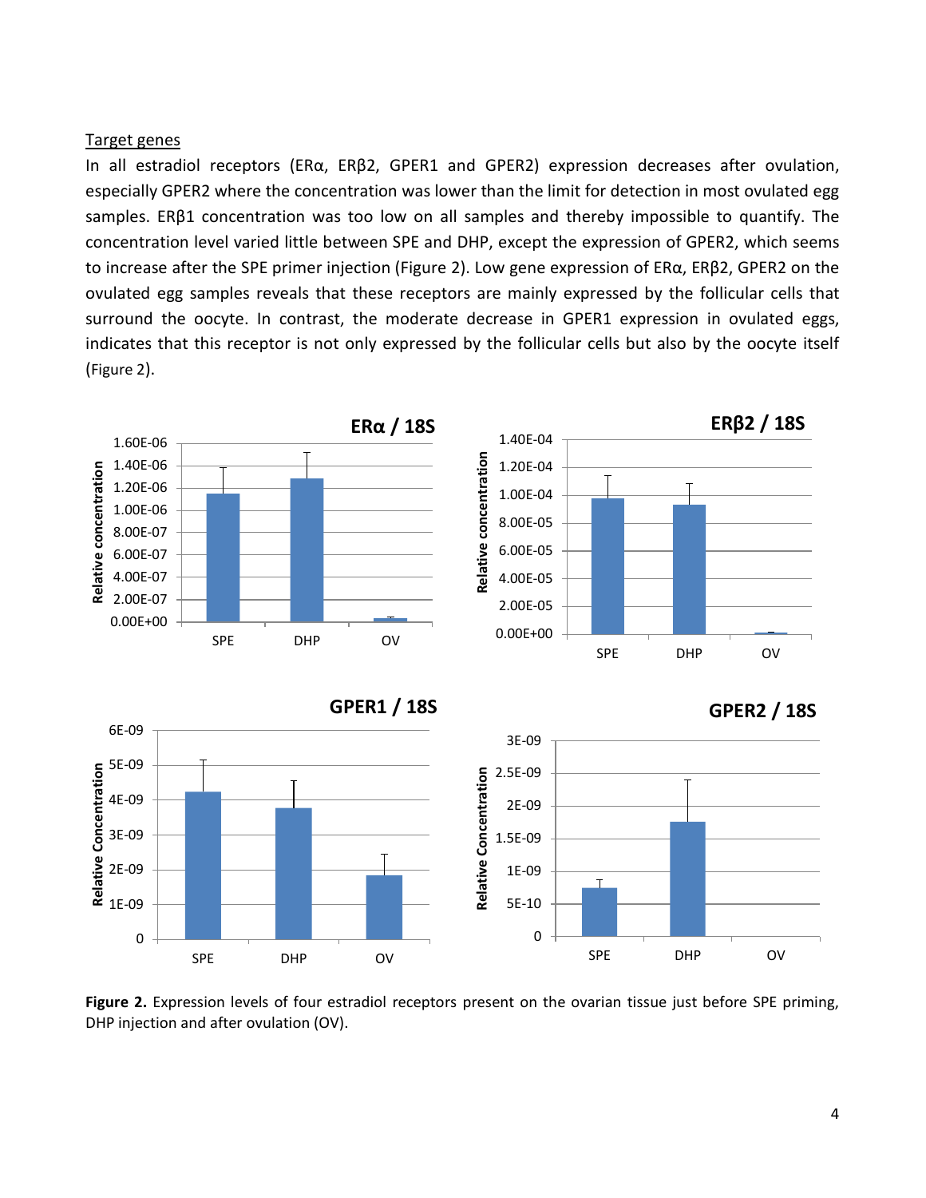Target genes

In all estradiol receptors (ERα, ERβ2, GPER1 and GPER2) expression decreases after ovulation, especially GPER2 where the concentration was lower than the limit for detection in most ovulated egg samples. ERβ1 concentration was too low on all samples and thereby impossible to quantify. The concentration level varied little between SPE and DHP, except the expression of GPER2, which seems to increase after the SPE primer injection (Figure 2). Low gene expression of ERα, ERβ2, GPER2 on the ovulated egg samples reveals that these receptors are mainly expressed by the follicular cells that surround the oocyte. In contrast, the moderate decrease in GPER1 expression in ovulated eggs, indicates that this receptor is not only expressed by the follicular cells but also by the oocyte itself (Figure 2).

**Figure 2.** Expression levels of four estradiol receptors present on the ovarian tissue just before SPE priming, DHP injection and after ovulation (OV).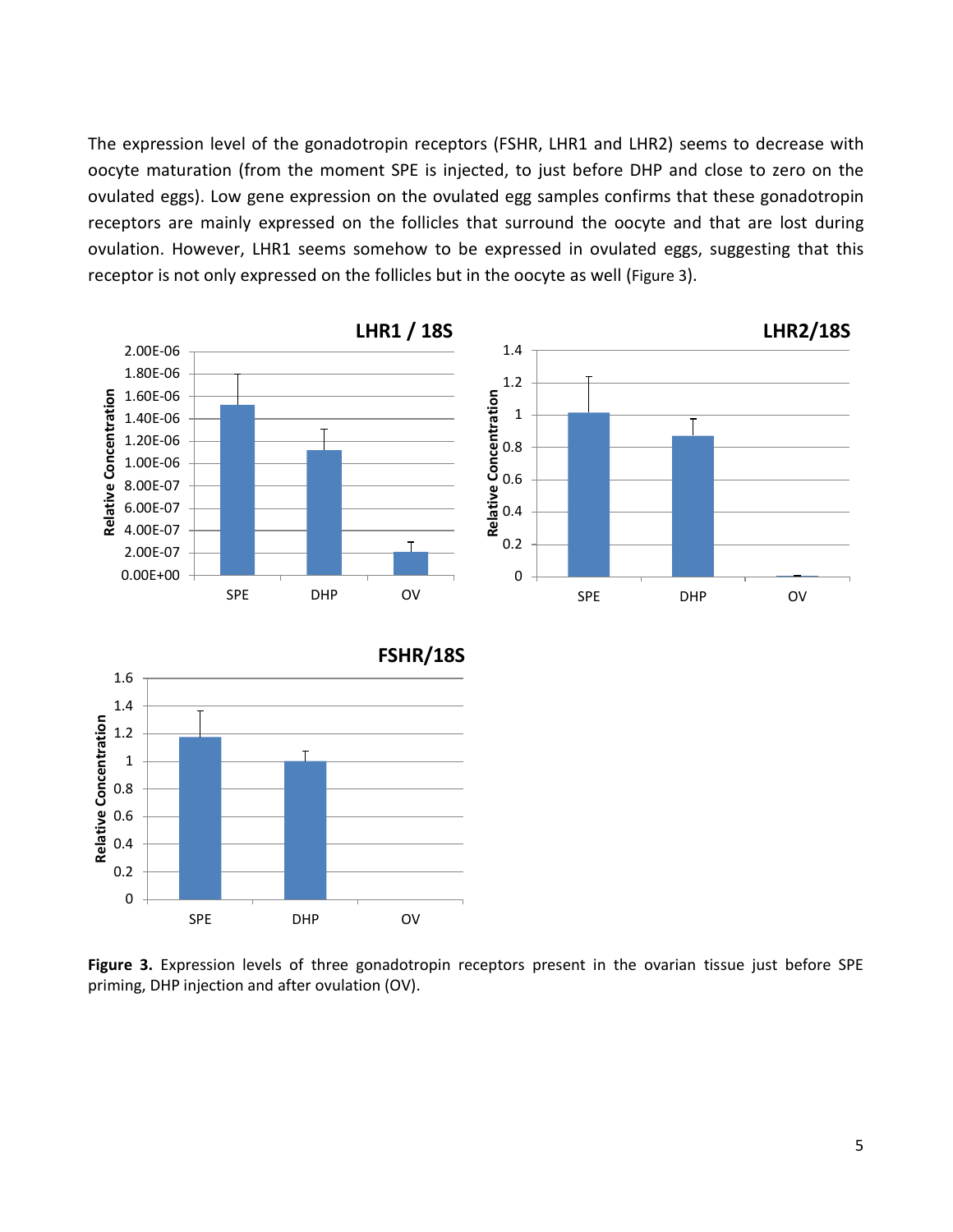The expression level of the gonadotropin receptors (FSHR, LHR1 and LHR2) seems to decrease with oocyte maturation (from the moment SPE is injected, to just before DHP and close to zero on the ovulated eggs). Low gene expression on the ovulated egg samples confirms that these gonadotropin receptors are mainly expressed on the follicles that surround the oocyte and that are lost during ovulation. However, LHR1 seems somehow to be expressed in ovulated eggs, suggesting that this receptor is not only expressed on the follicles but in the oocyte as well (Figure 3).

**Figure 3.** Expression levels of three gonadotropin receptors present in the ovarian tissue just before SPE priming, DHP injection and after ovulation (OV).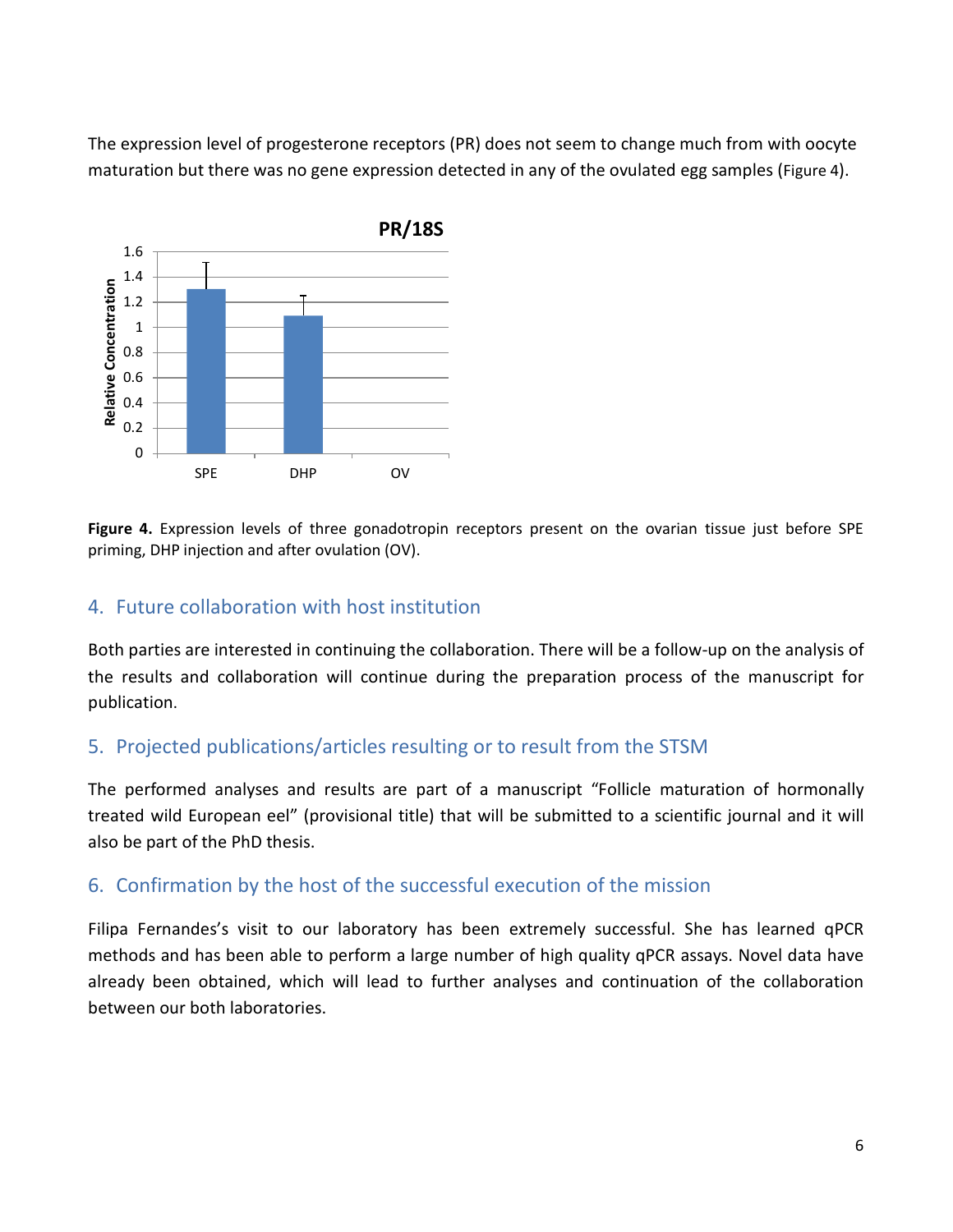The expression level of progesterone receptors (PR) does not seem to change much from with oocyte maturation but there was no gene expression detected in any of the ovulated egg samples (Figure 4).

**Figure 4.** Expression levels of three gonadotropin receptors present on the ovarian tissue just before SPE priming, DHP injection and after ovulation (OV).

## 4. Future collaboration with host institution

Both parties are interested in continuing the collaboration. There will be a follow-up on the analysis of the results and collaboration will continue during the preparation process of the manuscript for publication.

## 5. Projected publications/articles resulting or to result from the STSM

The performed analyses and results are part of a manuscript "Follicle maturation of hormonally treated wild European eel" (provisional title) that will be submitted to a scientific journal and it will also be part of the PhD thesis.

## 6. Confirmation by the host of the successful execution of the mission

Filipa Fernandes's visit to our laboratory has been extremely successful. She has learned qPCR methods and has been able to perform a large number of high quality qPCR assays. Novel data have already been obtained, which will lead to further analyses and continuation of the collaboration between our both laboratories.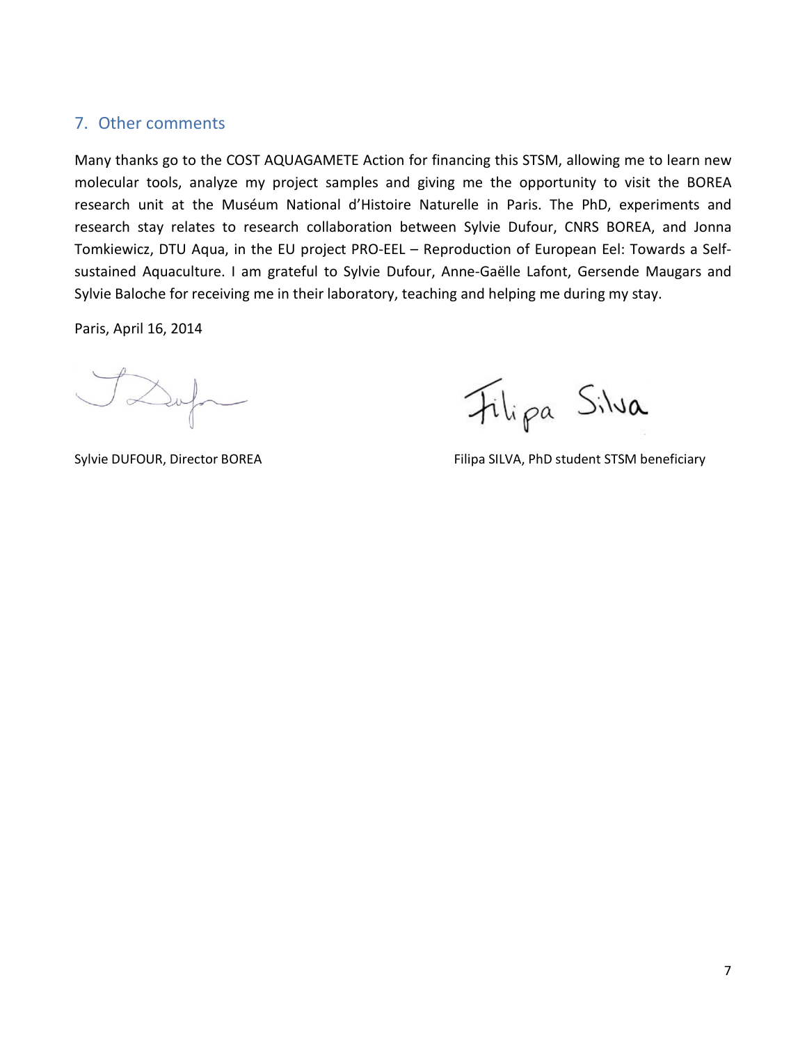## 7. Other comments

Many thanks go to the COST AQUAGAMETE Action for financing this STSM, allowing me to learn new molecular tools, analyze my project samples and giving me the opportunity to visit the BOREA research unit at the Muséum National d'Histoire Naturelle in Paris. The PhD, experiments and research stay relates to research collaboration between Sylvie Dufour, CNRS BOREA, and Jonna Tomkiewicz, DTU Aqua, in the EU project PRO-EEL – Reproduction of European Eel: Towards a Self-sustained Aquaculture. I am grateful to Sylvie Dufour, Anne-Gaëlle Lafont, Gersende Maugars and Sylvie Baloche for receiving me in their laboratory, teaching and helping me during my stay.

Paris, April 16, 2014

Sylvie DUFOUR, Director BOREA

Filipa SILVA, PhD student STSM beneficiary